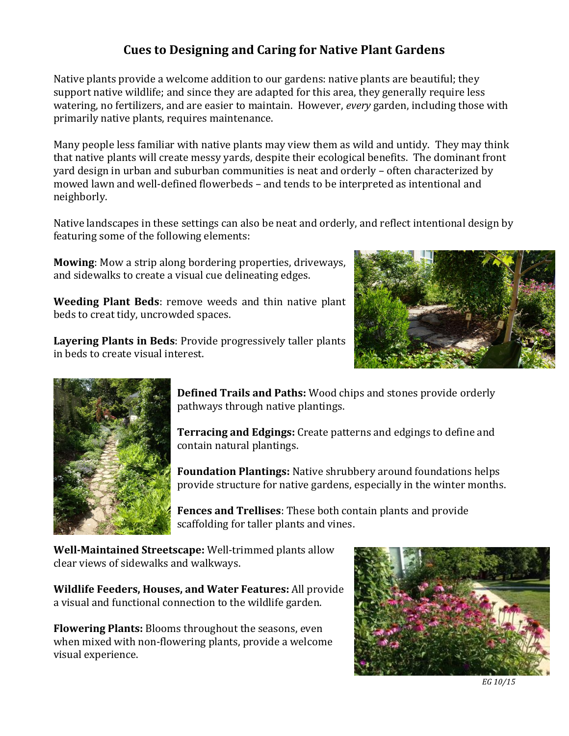# Cues to Designing and Caring for Native Plant Gardens

Native plants provide a welcome addition to our gardens: native plants are beautiful; they support native wildlife; and since they are adapted for this area, they generally require less watering, no fertilizers, and are easier to maintain. However, *every* garden, including those with primarily native plants, requires maintenance.

Many people less familiar with native plants may view them as wild and untidy. They may think that native plants will create messy yards, despite their ecological benefits. The dominant front yard design in urban and suburban communities is neat and orderly – often characterized by mowed lawn and well-defined flowerbeds – and tends to be interpreted as intentional and neighborly.

Native landscapes in these settings can also be neat and orderly, and reflect intentional design by featuring some of the following elements:

**Mowing**: Mow a strip along bordering properties, driveways, and sidewalks to create a visual cue delineating edges.

**Weeding Plant Beds**: remove weeds and thin native plant beds to creat tidy, uncrowded spaces.

**Layering Plants in Beds**: Provide progressively taller plants in beds to create visual interest.

**Defined Trails and Paths:** Wood chips and stones provide orderly pathways through native plantings.

**Terracing and Edgings:** Create patterns and edgings to define and contain natural plantings.

**Foundation Plantings:** Native shrubbery around foundations helps provide structure for native gardens, especially in the winter months.

**Fences and Trellises**: These both contain plants and provide scaffolding for taller plants and vines.

**Well-Maintained Streetscape:** Well-trimmed plants allow clear views of sidewalks and walkways.

**Wildlife Feeders, Houses, and Water Features:** All provide a visual and functional connection to the wildlife garden.

**Flowering Plants:** Blooms throughout the seasons, even when mixed with non-flowering plants, provide a welcome visual experience.

*EG 10/15*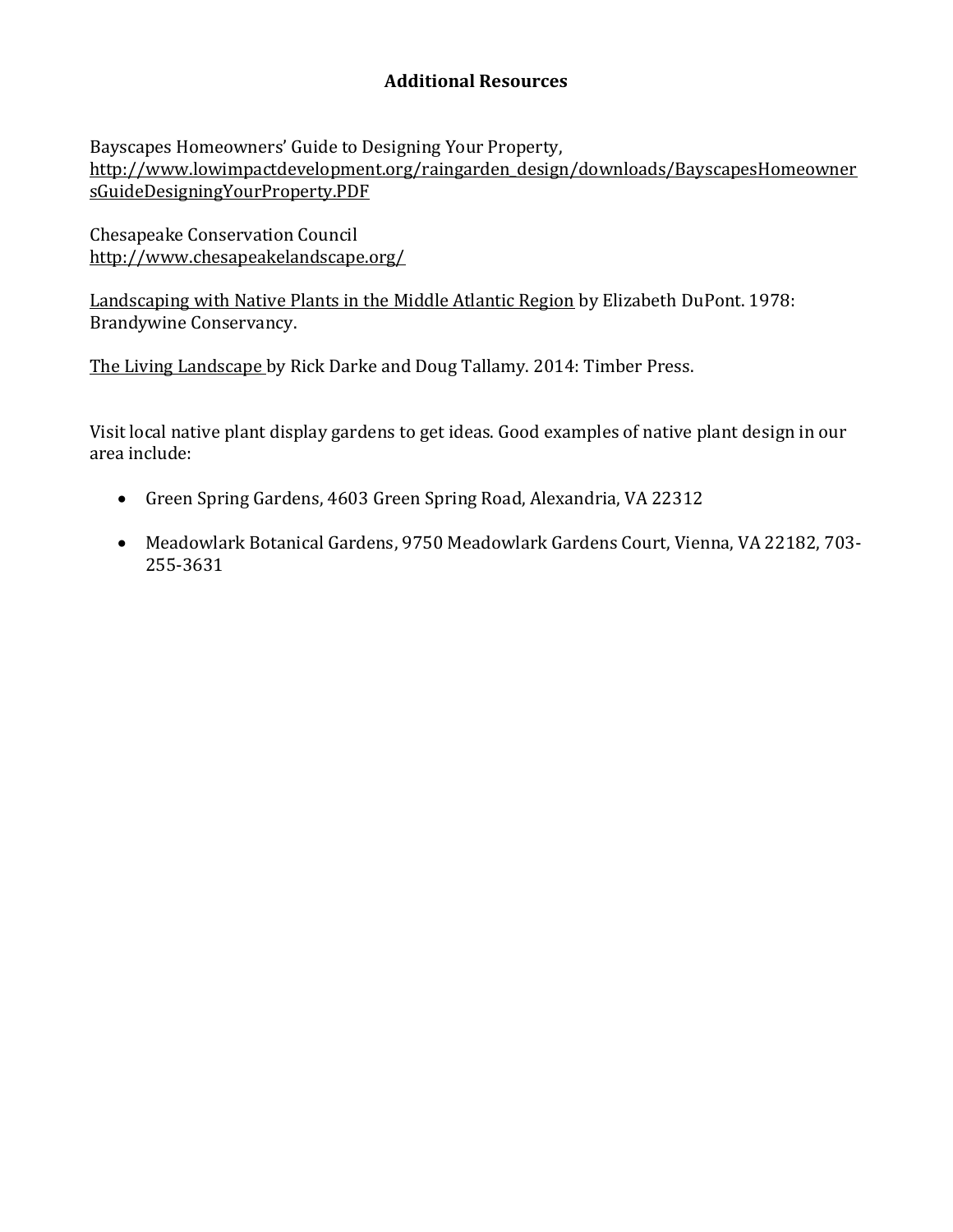## Additional Resources

Bayscapes Homeowners' Guide to Designing Your Property, http://www.lowimpactdevelopment.org/raingarden_design/downloads/BayscapesHomeownersGuideDesigningYourProperty.PDF

Chesapeake Conservation Council
http://www.chesapeakelandscape.org/

Landscaping with Native Plants in the Middle Atlantic Region by Elizabeth DuPont. 1978: Brandywine Conservancy.

The Living Landscape by Rick Darke and Doug Tallamy. 2014: Timber Press.

Visit local native plant display gardens to get ideas. Good examples of native plant design in our area include:

- Green Spring Gardens, 4603 Green Spring Road, Alexandria, VA 22312
- Meadowlark Botanical Gardens, 9750 Meadowlark Gardens Court, Vienna, VA 22182, 703-255-3631